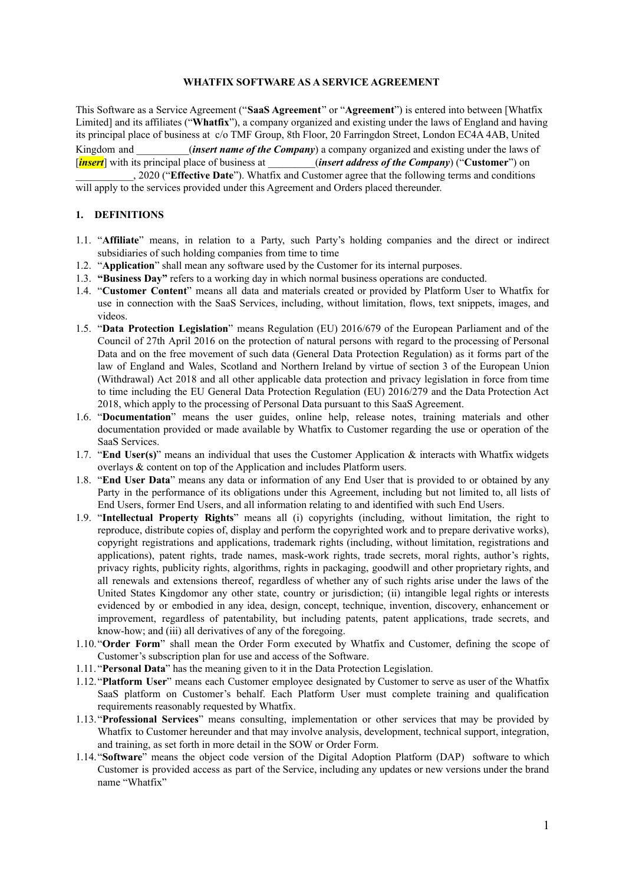# WHATFIX SOFTWARE AS A SERVICE AGREEMENT

This Software as a Service Agreement ("**SaaS Agreement**" or "**Agreement**") is entered into between [Whatfix Limited] and its affiliates ("**Whatfix**"), a company organized and existing under the laws of England and having its principal place of business at c/o TMF Group, 8th Floor, 20 Farringdon Street, London EC4A 4AB, United Kingdom and __________(***insert name of the Company***) a company organized and existing under the laws of [***insert***] with its principal place of business at _________(***insert address of the Company***) ("**Customer**") on ___________, 2020 ("**Effective Date**"). Whatfix and Customer agree that the following terms and conditions will apply to the services provided under this Agreement and Orders placed thereunder.

## 1. DEFINITIONS

1.1. "**Affiliate**" means, in relation to a Party, such Party's holding companies and the direct or indirect subsidiaries of such holding companies from time to time

1.2. "**Application**" shall mean any software used by the Customer for its internal purposes.

1.3. **"Business Day"** refers to a working day in which normal business operations are conducted.

1.4. "**Customer Content**" means all data and materials created or provided by Platform User to Whatfix for use in connection with the SaaS Services, including, without limitation, flows, text snippets, images, and videos.

1.5. "**Data Protection Legislation**" means Regulation (EU) 2016/679 of the European Parliament and of the Council of 27th April 2016 on the protection of natural persons with regard to the processing of Personal Data and on the free movement of such data (General Data Protection Regulation) as it forms part of the law of England and Wales, Scotland and Northern Ireland by virtue of section 3 of the European Union (Withdrawal) Act 2018 and all other applicable data protection and privacy legislation in force from time to time including the EU General Data Protection Regulation (EU) 2016/279 and the Data Protection Act 2018, which apply to the processing of Personal Data pursuant to this SaaS Agreement.

1.6. "**Documentation**" means the user guides, online help, release notes, training materials and other documentation provided or made available by Whatfix to Customer regarding the use or operation of the SaaS Services.

1.7. "**End User(s)**" means an individual that uses the Customer Application & interacts with Whatfix widgets overlays & content on top of the Application and includes Platform users.

1.8. "**End User Data**" means any data or information of any End User that is provided to or obtained by any Party in the performance of its obligations under this Agreement, including but not limited to, all lists of End Users, former End Users, and all information relating to and identified with such End Users.

1.9. "**Intellectual Property Rights**" means all (i) copyrights (including, without limitation, the right to reproduce, distribute copies of, display and perform the copyrighted work and to prepare derivative works), copyright registrations and applications, trademark rights (including, without limitation, registrations and applications), patent rights, trade names, mask-work rights, trade secrets, moral rights, author's rights, privacy rights, publicity rights, algorithms, rights in packaging, goodwill and other proprietary rights, and all renewals and extensions thereof, regardless of whether any of such rights arise under the laws of the United States Kingdomor any other state, country or jurisdiction; (ii) intangible legal rights or interests evidenced by or embodied in any idea, design, concept, technique, invention, discovery, enhancement or improvement, regardless of patentability, but including patents, patent applications, trade secrets, and know-how; and (iii) all derivatives of any of the foregoing.

1.10. "**Order Form**" shall mean the Order Form executed by Whatfix and Customer, defining the scope of Customer's subscription plan for use and access of the Software.

1.11. "**Personal Data**" has the meaning given to it in the Data Protection Legislation.

1.12. "**Platform User**" means each Customer employee designated by Customer to serve as user of the Whatfix SaaS platform on Customer's behalf. Each Platform User must complete training and qualification requirements reasonably requested by Whatfix.

1.13. "**Professional Services**" means consulting, implementation or other services that may be provided by Whatfix to Customer hereunder and that may involve analysis, development, technical support, integration, and training, as set forth in more detail in the SOW or Order Form.

1.14. "**Software**" means the object code version of the Digital Adoption Platform (DAP) software to which Customer is provided access as part of the Service, including any updates or new versions under the brand name "Whatfix"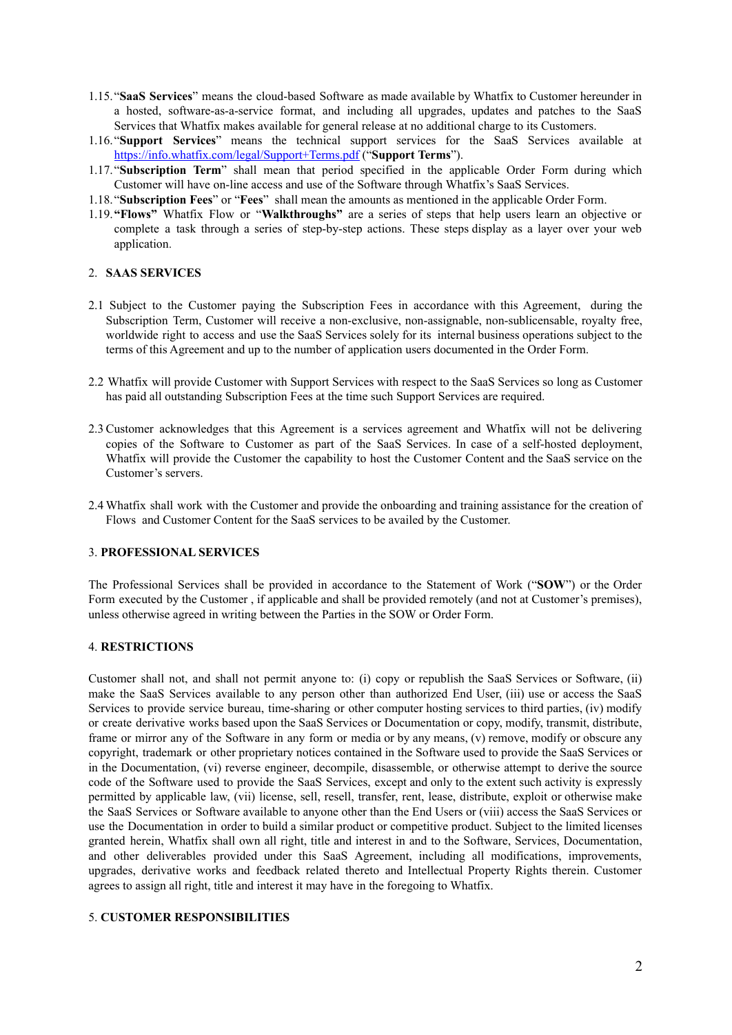1.15. "**SaaS Services**" means the cloud-based Software as made available by Whatfix to Customer hereunder in a hosted, software-as-a-service format, and including all upgrades, updates and patches to the SaaS Services that Whatfix makes available for general release at no additional charge to its Customers.

1.16. "**Support Services**" means the technical support services for the SaaS Services available at [https://info.whatfix.com/legal/Support+Terms.pdf](https://info.whatfix.com/legal/Support+Terms.pdf) ("**Support Terms**").

1.17. "**Subscription Term**" shall mean that period specified in the applicable Order Form during which Customer will have on-line access and use of the Software through Whatfix's SaaS Services.

1.18. "**Subscription Fees**" or "**Fees**" shall mean the amounts as mentioned in the applicable Order Form.

1.19. **"Flows"** Whatfix Flow or "**Walkthroughs"** are a series of steps that help users learn an objective or complete a task through a series of step-by-step actions. These steps display as a layer over your web application.

## 2. SAAS SERVICES

2.1 Subject to the Customer paying the Subscription Fees in accordance with this Agreement, during the Subscription Term, Customer will receive a non-exclusive, non-assignable, non-sublicensable, royalty free, worldwide right to access and use the SaaS Services solely for its internal business operations subject to the terms of this Agreement and up to the number of application users documented in the Order Form.

2.2 Whatfix will provide Customer with Support Services with respect to the SaaS Services so long as Customer has paid all outstanding Subscription Fees at the time such Support Services are required.

2.3 Customer acknowledges that this Agreement is a services agreement and Whatfix will not be delivering copies of the Software to Customer as part of the SaaS Services. In case of a self-hosted deployment, Whatfix will provide the Customer the capability to host the Customer Content and the SaaS service on the Customer's servers.

2.4 Whatfix shall work with the Customer and provide the onboarding and training assistance for the creation of Flows and Customer Content for the SaaS services to be availed by the Customer.

## 3. PROFESSIONAL SERVICES

The Professional Services shall be provided in accordance to the Statement of Work ("**SOW**") or the Order Form executed by the Customer , if applicable and shall be provided remotely (and not at Customer's premises), unless otherwise agreed in writing between the Parties in the SOW or Order Form.

## 4. RESTRICTIONS

Customer shall not, and shall not permit anyone to: (i) copy or republish the SaaS Services or Software, (ii) make the SaaS Services available to any person other than authorized End User, (iii) use or access the SaaS Services to provide service bureau, time-sharing or other computer hosting services to third parties, (iv) modify or create derivative works based upon the SaaS Services or Documentation or copy, modify, transmit, distribute, frame or mirror any of the Software in any form or media or by any means, (v) remove, modify or obscure any copyright, trademark or other proprietary notices contained in the Software used to provide the SaaS Services or in the Documentation, (vi) reverse engineer, decompile, disassemble, or otherwise attempt to derive the source code of the Software used to provide the SaaS Services, except and only to the extent such activity is expressly permitted by applicable law, (vii) license, sell, resell, transfer, rent, lease, distribute, exploit or otherwise make the SaaS Services or Software available to anyone other than the End Users or (viii) access the SaaS Services or use the Documentation in order to build a similar product or competitive product. Subject to the limited licenses granted herein, Whatfix shall own all right, title and interest in and to the Software, Services, Documentation, and other deliverables provided under this SaaS Agreement, including all modifications, improvements, upgrades, derivative works and feedback related thereto and Intellectual Property Rights therein. Customer agrees to assign all right, title and interest it may have in the foregoing to Whatfix.

## 5. CUSTOMER RESPONSIBILITIES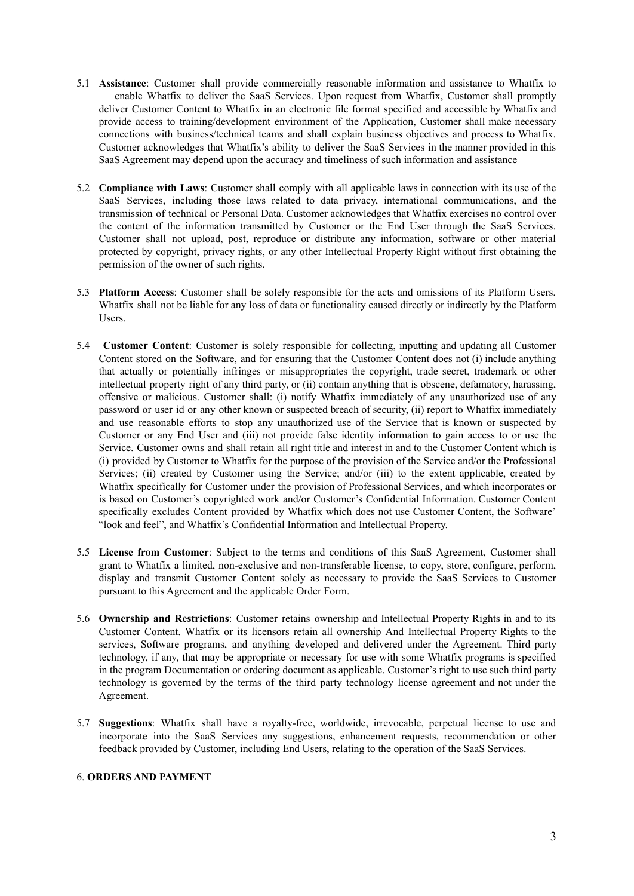5.1 **Assistance**: Customer shall provide commercially reasonable information and assistance to Whatfix to enable Whatfix to deliver the SaaS Services. Upon request from Whatfix, Customer shall promptly deliver Customer Content to Whatfix in an electronic file format specified and accessible by Whatfix and provide access to training/development environment of the Application, Customer shall make necessary connections with business/technical teams and shall explain business objectives and process to Whatfix. Customer acknowledges that Whatfix's ability to deliver the SaaS Services in the manner provided in this SaaS Agreement may depend upon the accuracy and timeliness of such information and assistance

5.2 **Compliance with Laws**: Customer shall comply with all applicable laws in connection with its use of the SaaS Services, including those laws related to data privacy, international communications, and the transmission of technical or Personal Data. Customer acknowledges that Whatfix exercises no control over the content of the information transmitted by Customer or the End User through the SaaS Services. Customer shall not upload, post, reproduce or distribute any information, software or other material protected by copyright, privacy rights, or any other Intellectual Property Right without first obtaining the permission of the owner of such rights.

5.3 **Platform Access**: Customer shall be solely responsible for the acts and omissions of its Platform Users. Whatfix shall not be liable for any loss of data or functionality caused directly or indirectly by the Platform Users.

5.4 **Customer Content**: Customer is solely responsible for collecting, inputting and updating all Customer Content stored on the Software, and for ensuring that the Customer Content does not (i) include anything that actually or potentially infringes or misappropriates the copyright, trade secret, trademark or other intellectual property right of any third party, or (ii) contain anything that is obscene, defamatory, harassing, offensive or malicious. Customer shall: (i) notify Whatfix immediately of any unauthorized use of any password or user id or any other known or suspected breach of security, (ii) report to Whatfix immediately and use reasonable efforts to stop any unauthorized use of the Service that is known or suspected by Customer or any End User and (iii) not provide false identity information to gain access to or use the Service. Customer owns and shall retain all right title and interest in and to the Customer Content which is (i) provided by Customer to Whatfix for the purpose of the provision of the Service and/or the Professional Services; (ii) created by Customer using the Service; and/or (iii) to the extent applicable, created by Whatfix specifically for Customer under the provision of Professional Services, and which incorporates or is based on Customer's copyrighted work and/or Customer's Confidential Information. Customer Content specifically excludes Content provided by Whatfix which does not use Customer Content, the Software' "look and feel", and Whatfix's Confidential Information and Intellectual Property.

5.5 **License from Customer**: Subject to the terms and conditions of this SaaS Agreement, Customer shall grant to Whatfix a limited, non-exclusive and non-transferable license, to copy, store, configure, perform, display and transmit Customer Content solely as necessary to provide the SaaS Services to Customer pursuant to this Agreement and the applicable Order Form.

5.6 **Ownership and Restrictions**: Customer retains ownership and Intellectual Property Rights in and to its Customer Content. Whatfix or its licensors retain all ownership And Intellectual Property Rights to the services, Software programs, and anything developed and delivered under the Agreement. Third party technology, if any, that may be appropriate or necessary for use with some Whatfix programs is specified in the program Documentation or ordering document as applicable. Customer's right to use such third party technology is governed by the terms of the third party technology license agreement and not under the Agreement.

5.7 **Suggestions**: Whatfix shall have a royalty-free, worldwide, irrevocable, perpetual license to use and incorporate into the SaaS Services any suggestions, enhancement requests, recommendation or other feedback provided by Customer, including End Users, relating to the operation of the SaaS Services.

6. **ORDERS AND PAYMENT**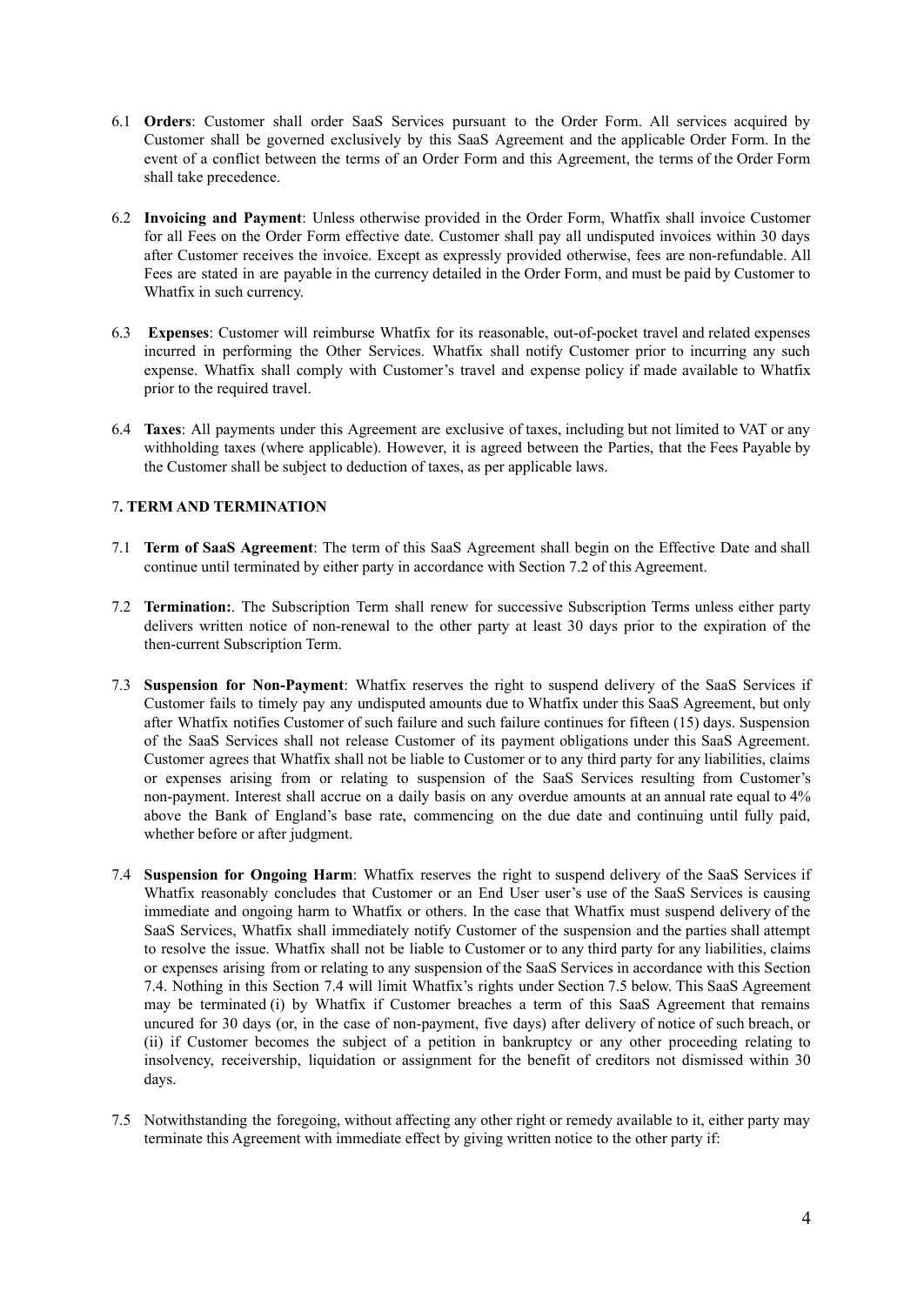6.1 **Orders**: Customer shall order SaaS Services pursuant to the Order Form. All services acquired by Customer shall be governed exclusively by this SaaS Agreement and the applicable Order Form. In the event of a conflict between the terms of an Order Form and this Agreement, the terms of the Order Form shall take precedence.

6.2 **Invoicing and Payment**: Unless otherwise provided in the Order Form, Whatfix shall invoice Customer for all Fees on the Order Form effective date. Customer shall pay all undisputed invoices within 30 days after Customer receives the invoice. Except as expressly provided otherwise, fees are non-refundable. All Fees are stated in are payable in the currency detailed in the Order Form, and must be paid by Customer to Whatfix in such currency.

6.3 **Expenses**: Customer will reimburse Whatfix for its reasonable, out-of-pocket travel and related expenses incurred in performing the Other Services. Whatfix shall notify Customer prior to incurring any such expense. Whatfix shall comply with Customer's travel and expense policy if made available to Whatfix prior to the required travel.

6.4 **Taxes**: All payments under this Agreement are exclusive of taxes, including but not limited to VAT or any withholding taxes (where applicable). However, it is agreed between the Parties, that the Fees Payable by the Customer shall be subject to deduction of taxes, as per applicable laws.

## 7. TERM AND TERMINATION

7.1 **Term of SaaS Agreement**: The term of this SaaS Agreement shall begin on the Effective Date and shall continue until terminated by either party in accordance with Section 7.2 of this Agreement.

7.2 **Termination:**. The Subscription Term shall renew for successive Subscription Terms unless either party delivers written notice of non-renewal to the other party at least 30 days prior to the expiration of the then-current Subscription Term.

7.3 **Suspension for Non-Payment**: Whatfix reserves the right to suspend delivery of the SaaS Services if Customer fails to timely pay any undisputed amounts due to Whatfix under this SaaS Agreement, but only after Whatfix notifies Customer of such failure and such failure continues for fifteen (15) days. Suspension of the SaaS Services shall not release Customer of its payment obligations under this SaaS Agreement. Customer agrees that Whatfix shall not be liable to Customer or to any third party for any liabilities, claims or expenses arising from or relating to suspension of the SaaS Services resulting from Customer's non-payment. Interest shall accrue on a daily basis on any overdue amounts at an annual rate equal to 4% above the Bank of England's base rate, commencing on the due date and continuing until fully paid, whether before or after judgment.

7.4 **Suspension for Ongoing Harm**: Whatfix reserves the right to suspend delivery of the SaaS Services if Whatfix reasonably concludes that Customer or an End User user's use of the SaaS Services is causing immediate and ongoing harm to Whatfix or others. In the case that Whatfix must suspend delivery of the SaaS Services, Whatfix shall immediately notify Customer of the suspension and the parties shall attempt to resolve the issue. Whatfix shall not be liable to Customer or to any third party for any liabilities, claims or expenses arising from or relating to any suspension of the SaaS Services in accordance with this Section 7.4. Nothing in this Section 7.4 will limit Whatfix's rights under Section 7.5 below. This SaaS Agreement may be terminated (i) by Whatfix if Customer breaches a term of this SaaS Agreement that remains uncured for 30 days (or, in the case of non-payment, five days) after delivery of notice of such breach, or (ii) if Customer becomes the subject of a petition in bankruptcy or any other proceeding relating to insolvency, receivership, liquidation or assignment for the benefit of creditors not dismissed within 30 days.

7.5 Notwithstanding the foregoing, without affecting any other right or remedy available to it, either party may terminate this Agreement with immediate effect by giving written notice to the other party if: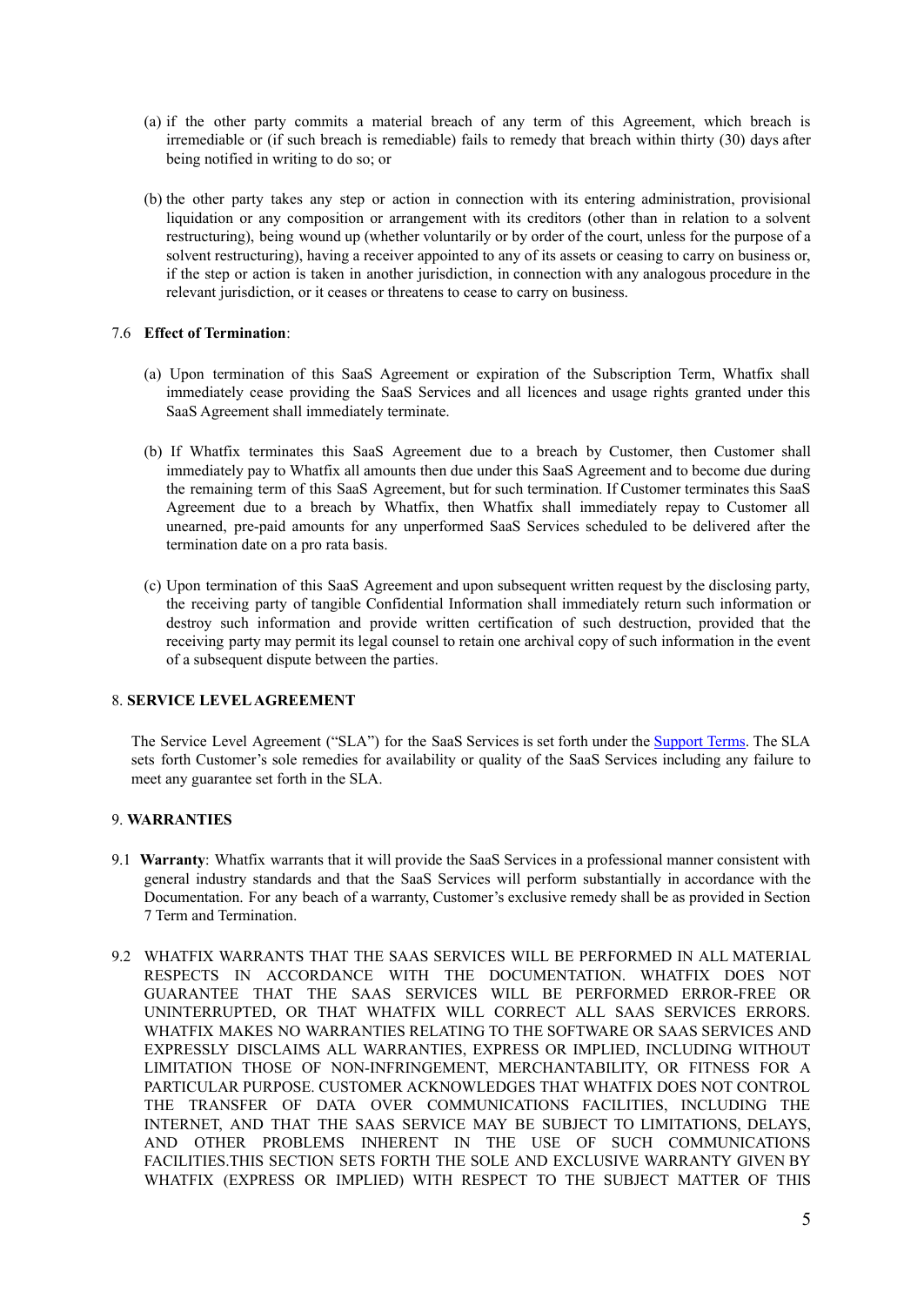(a) if the other party commits a material breach of any term of this Agreement, which breach is irremediable or (if such breach is remediable) fails to remedy that breach within thirty (30) days after being notified in writing to do so; or

(b) the other party takes any step or action in connection with its entering administration, provisional liquidation or any composition or arrangement with its creditors (other than in relation to a solvent restructuring), being wound up (whether voluntarily or by order of the court, unless for the purpose of a solvent restructuring), having a receiver appointed to any of its assets or ceasing to carry on business or, if the step or action is taken in another jurisdiction, in connection with any analogous procedure in the relevant jurisdiction, or it ceases or threatens to cease to carry on business.

7.6 **Effect of Termination**:

(a) Upon termination of this SaaS Agreement or expiration of the Subscription Term, Whatfix shall immediately cease providing the SaaS Services and all licences and usage rights granted under this SaaS Agreement shall immediately terminate.

(b) If Whatfix terminates this SaaS Agreement due to a breach by Customer, then Customer shall immediately pay to Whatfix all amounts then due under this SaaS Agreement and to become due during the remaining term of this SaaS Agreement, but for such termination. If Customer terminates this SaaS Agreement due to a breach by Whatfix, then Whatfix shall immediately repay to Customer all unearned, pre-paid amounts for any unperformed SaaS Services scheduled to be delivered after the termination date on a pro rata basis.

(c) Upon termination of this SaaS Agreement and upon subsequent written request by the disclosing party, the receiving party of tangible Confidential Information shall immediately return such information or destroy such information and provide written certification of such destruction, provided that the receiving party may permit its legal counsel to retain one archival copy of such information in the event of a subsequent dispute between the parties.

8. **SERVICE LEVEL AGREEMENT**

The Service Level Agreement ("SLA") for the SaaS Services is set forth under the [Support Terms](). The SLA sets forth Customer's sole remedies for availability or quality of the SaaS Services including any failure to meet any guarantee set forth in the SLA.

9. **WARRANTIES**

9.1 **Warranty**: Whatfix warrants that it will provide the SaaS Services in a professional manner consistent with general industry standards and that the SaaS Services will perform substantially in accordance with the Documentation. For any beach of a warranty, Customer's exclusive remedy shall be as provided in Section 7 Term and Termination.

9.2 WHATFIX WARRANTS THAT THE SAAS SERVICES WILL BE PERFORMED IN ALL MATERIAL RESPECTS IN ACCORDANCE WITH THE DOCUMENTATION. WHATFIX DOES NOT GUARANTEE THAT THE SAAS SERVICES WILL BE PERFORMED ERROR-FREE OR UNINTERRUPTED, OR THAT WHATFIX WILL CORRECT ALL SAAS SERVICES ERRORS. WHATFIX MAKES NO WARRANTIES RELATING TO THE SOFTWARE OR SAAS SERVICES AND EXPRESSLY DISCLAIMS ALL WARRANTIES, EXPRESS OR IMPLIED, INCLUDING WITHOUT LIMITATION THOSE OF NON-INFRINGEMENT, MERCHANTABILITY, OR FITNESS FOR A PARTICULAR PURPOSE. CUSTOMER ACKNOWLEDGES THAT WHATFIX DOES NOT CONTROL THE TRANSFER OF DATA OVER COMMUNICATIONS FACILITIES, INCLUDING THE INTERNET, AND THAT THE SAAS SERVICE MAY BE SUBJECT TO LIMITATIONS, DELAYS, AND OTHER PROBLEMS INHERENT IN THE USE OF SUCH COMMUNICATIONS FACILITIES.THIS SECTION SETS FORTH THE SOLE AND EXCLUSIVE WARRANTY GIVEN BY WHATFIX (EXPRESS OR IMPLIED) WITH RESPECT TO THE SUBJECT MATTER OF THIS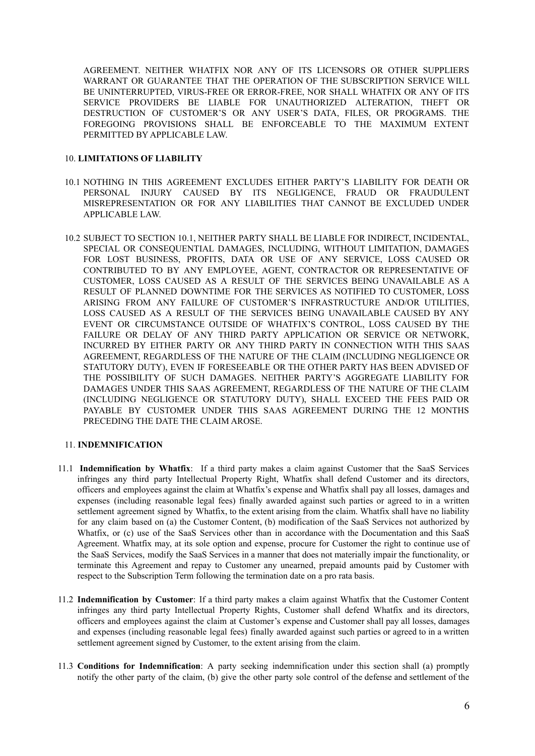AGREEMENT. NEITHER WHATFIX NOR ANY OF ITS LICENSORS OR OTHER SUPPLIERS WARRANT OR GUARANTEE THAT THE OPERATION OF THE SUBSCRIPTION SERVICE WILL BE UNINTERRUPTED, VIRUS-FREE OR ERROR-FREE, NOR SHALL WHATFIX OR ANY OF ITS SERVICE PROVIDERS BE LIABLE FOR UNAUTHORIZED ALTERATION, THEFT OR DESTRUCTION OF CUSTOMER'S OR ANY USER'S DATA, FILES, OR PROGRAMS. THE FOREGOING PROVISIONS SHALL BE ENFORCEABLE TO THE MAXIMUM EXTENT PERMITTED BY APPLICABLE LAW.

10. **LIMITATIONS OF LIABILITY**

10.1 NOTHING IN THIS AGREEMENT EXCLUDES EITHER PARTY'S LIABILITY FOR DEATH OR PERSONAL INJURY CAUSED BY ITS NEGLIGENCE, FRAUD OR FRAUDULENT MISREPRESENTATION OR FOR ANY LIABILITIES THAT CANNOT BE EXCLUDED UNDER APPLICABLE LAW.

10.2 SUBJECT TO SECTION 10.1, NEITHER PARTY SHALL BE LIABLE FOR INDIRECT, INCIDENTAL, SPECIAL OR CONSEQUENTIAL DAMAGES, INCLUDING, WITHOUT LIMITATION, DAMAGES FOR LOST BUSINESS, PROFITS, DATA OR USE OF ANY SERVICE, LOSS CAUSED OR CONTRIBUTED TO BY ANY EMPLOYEE, AGENT, CONTRACTOR OR REPRESENTATIVE OF CUSTOMER, LOSS CAUSED AS A RESULT OF THE SERVICES BEING UNAVAILABLE AS A RESULT OF PLANNED DOWNTIME FOR THE SERVICES AS NOTIFIED TO CUSTOMER, LOSS ARISING FROM ANY FAILURE OF CUSTOMER'S INFRASTRUCTURE AND/OR UTILITIES, LOSS CAUSED AS A RESULT OF THE SERVICES BEING UNAVAILABLE CAUSED BY ANY EVENT OR CIRCUMSTANCE OUTSIDE OF WHATFIX'S CONTROL, LOSS CAUSED BY THE FAILURE OR DELAY OF ANY THIRD PARTY APPLICATION OR SERVICE OR NETWORK, INCURRED BY EITHER PARTY OR ANY THIRD PARTY IN CONNECTION WITH THIS SAAS AGREEMENT, REGARDLESS OF THE NATURE OF THE CLAIM (INCLUDING NEGLIGENCE OR STATUTORY DUTY), EVEN IF FORESEEABLE OR THE OTHER PARTY HAS BEEN ADVISED OF THE POSSIBILITY OF SUCH DAMAGES. NEITHER PARTY'S AGGREGATE LIABILITY FOR DAMAGES UNDER THIS SAAS AGREEMENT, REGARDLESS OF THE NATURE OF THE CLAIM (INCLUDING NEGLIGENCE OR STATUTORY DUTY), SHALL EXCEED THE FEES PAID OR PAYABLE BY CUSTOMER UNDER THIS SAAS AGREEMENT DURING THE 12 MONTHS PRECEDING THE DATE THE CLAIM AROSE.

11. **INDEMNIFICATION**

11.1 **Indemnification by Whatfix**: If a third party makes a claim against Customer that the SaaS Services infringes any third party Intellectual Property Right, Whatfix shall defend Customer and its directors, officers and employees against the claim at Whatfix's expense and Whatfix shall pay all losses, damages and expenses (including reasonable legal fees) finally awarded against such parties or agreed to in a written settlement agreement signed by Whatfix, to the extent arising from the claim. Whatfix shall have no liability for any claim based on (a) the Customer Content, (b) modification of the SaaS Services not authorized by Whatfix, or (c) use of the SaaS Services other than in accordance with the Documentation and this SaaS Agreement. Whatfix may, at its sole option and expense, procure for Customer the right to continue use of the SaaS Services, modify the SaaS Services in a manner that does not materially impair the functionality, or terminate this Agreement and repay to Customer any unearned, prepaid amounts paid by Customer with respect to the Subscription Term following the termination date on a pro rata basis.

11.2 **Indemnification by Customer**: If a third party makes a claim against Whatfix that the Customer Content infringes any third party Intellectual Property Rights, Customer shall defend Whatfix and its directors, officers and employees against the claim at Customer's expense and Customer shall pay all losses, damages and expenses (including reasonable legal fees) finally awarded against such parties or agreed to in a written settlement agreement signed by Customer, to the extent arising from the claim.

11.3 **Conditions for Indemnification**: A party seeking indemnification under this section shall (a) promptly notify the other party of the claim, (b) give the other party sole control of the defense and settlement of the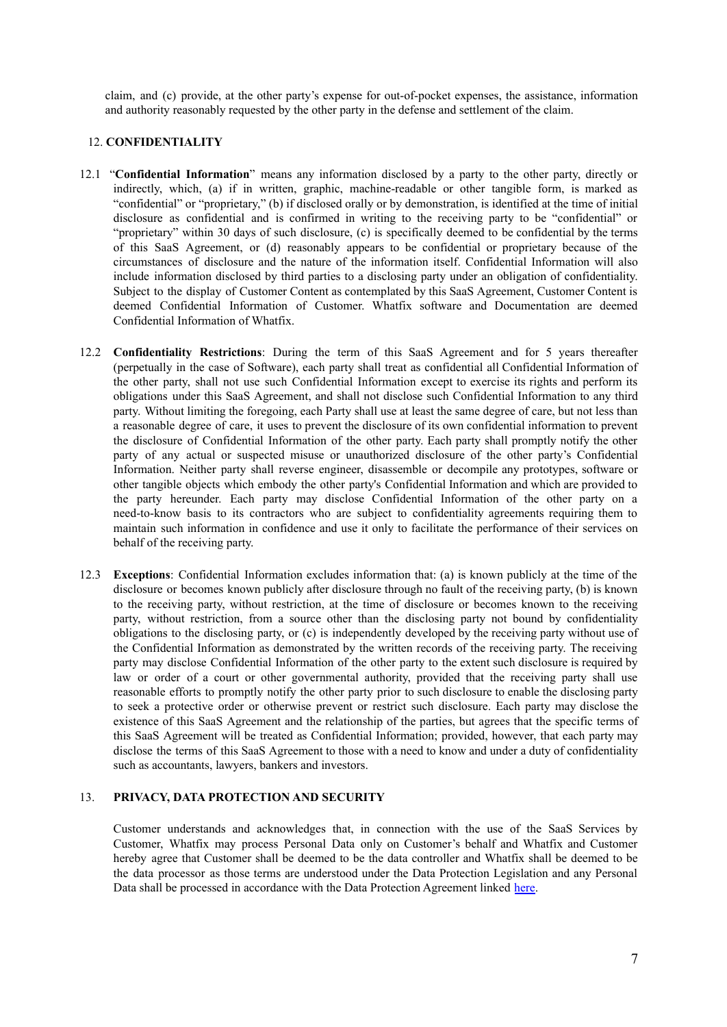claim, and (c) provide, at the other party's expense for out-of-pocket expenses, the assistance, information and authority reasonably requested by the other party in the defense and settlement of the claim.

## 12. CONFIDENTIALITY

12.1 "**Confidential Information**" means any information disclosed by a party to the other party, directly or indirectly, which, (a) if in written, graphic, machine-readable or other tangible form, is marked as "confidential" or "proprietary," (b) if disclosed orally or by demonstration, is identified at the time of initial disclosure as confidential and is confirmed in writing to the receiving party to be "confidential" or "proprietary" within 30 days of such disclosure, (c) is specifically deemed to be confidential by the terms of this SaaS Agreement, or (d) reasonably appears to be confidential or proprietary because of the circumstances of disclosure and the nature of the information itself. Confidential Information will also include information disclosed by third parties to a disclosing party under an obligation of confidentiality. Subject to the display of Customer Content as contemplated by this SaaS Agreement, Customer Content is deemed Confidential Information of Customer. Whatfix software and Documentation are deemed Confidential Information of Whatfix.

12.2 **Confidentiality Restrictions**: During the term of this SaaS Agreement and for 5 years thereafter (perpetually in the case of Software), each party shall treat as confidential all Confidential Information of the other party, shall not use such Confidential Information except to exercise its rights and perform its obligations under this SaaS Agreement, and shall not disclose such Confidential Information to any third party. Without limiting the foregoing, each Party shall use at least the same degree of care, but not less than a reasonable degree of care, it uses to prevent the disclosure of its own confidential information to prevent the disclosure of Confidential Information of the other party. Each party shall promptly notify the other party of any actual or suspected misuse or unauthorized disclosure of the other party's Confidential Information. Neither party shall reverse engineer, disassemble or decompile any prototypes, software or other tangible objects which embody the other party's Confidential Information and which are provided to the party hereunder. Each party may disclose Confidential Information of the other party on a need-to-know basis to its contractors who are subject to confidentiality agreements requiring them to maintain such information in confidence and use it only to facilitate the performance of their services on behalf of the receiving party.

12.3 **Exceptions**: Confidential Information excludes information that: (a) is known publicly at the time of the disclosure or becomes known publicly after disclosure through no fault of the receiving party, (b) is known to the receiving party, without restriction, at the time of disclosure or becomes known to the receiving party, without restriction, from a source other than the disclosing party not bound by confidentiality obligations to the disclosing party, or (c) is independently developed by the receiving party without use of the Confidential Information as demonstrated by the written records of the receiving party. The receiving party may disclose Confidential Information of the other party to the extent such disclosure is required by law or order of a court or other governmental authority, provided that the receiving party shall use reasonable efforts to promptly notify the other party prior to such disclosure to enable the disclosing party to seek a protective order or otherwise prevent or restrict such disclosure. Each party may disclose the existence of this SaaS Agreement and the relationship of the parties, but agrees that the specific terms of this SaaS Agreement will be treated as Confidential Information; provided, however, that each party may disclose the terms of this SaaS Agreement to those with a need to know and under a duty of confidentiality such as accountants, lawyers, bankers and investors.

## 13. PRIVACY, DATA PROTECTION AND SECURITY

Customer understands and acknowledges that, in connection with the use of the SaaS Services by Customer, Whatfix may process Personal Data only on Customer's behalf and Whatfix and Customer hereby agree that Customer shall be deemed to be the data controller and Whatfix shall be deemed to be the data processor as those terms are understood under the Data Protection Legislation and any Personal Data shall be processed in accordance with the Data Protection Agreement linked here.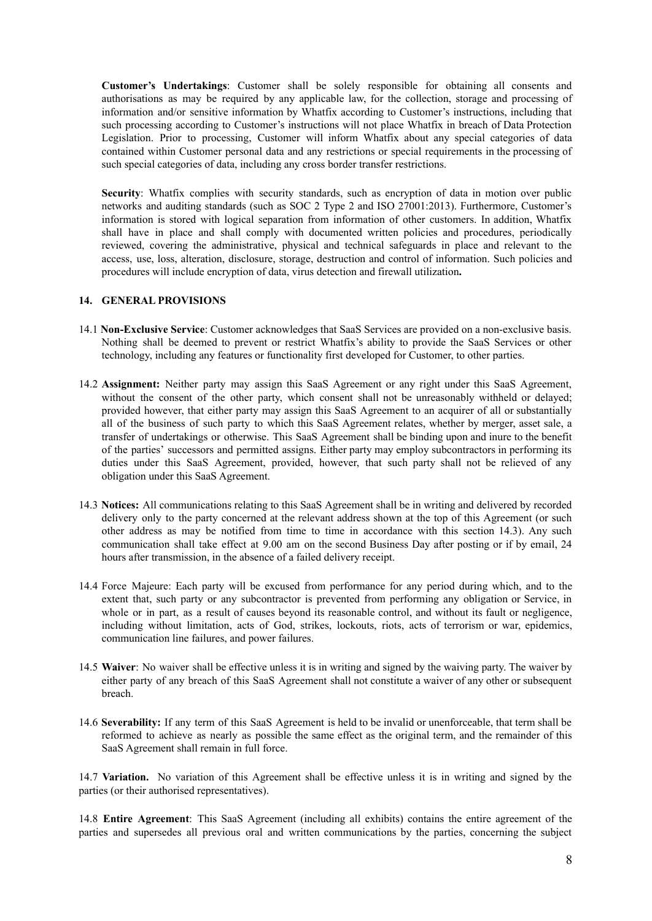**Customer's Undertakings**: Customer shall be solely responsible for obtaining all consents and authorisations as may be required by any applicable law, for the collection, storage and processing of information and/or sensitive information by Whatfix according to Customer's instructions, including that such processing according to Customer's instructions will not place Whatfix in breach of Data Protection Legislation. Prior to processing, Customer will inform Whatfix about any special categories of data contained within Customer personal data and any restrictions or special requirements in the processing of such special categories of data, including any cross border transfer restrictions.

**Security**: Whatfix complies with security standards, such as encryption of data in motion over public networks and auditing standards (such as SOC 2 Type 2 and ISO 27001:2013). Furthermore, Customer's information is stored with logical separation from information of other customers. In addition, Whatfix shall have in place and shall comply with documented written policies and procedures, periodically reviewed, covering the administrative, physical and technical safeguards in place and relevant to the access, use, loss, alteration, disclosure, storage, destruction and control of information. Such policies and procedures will include encryption of data, virus detection and firewall utilization**.**

### 14. GENERAL PROVISIONS

14.1 **Non-Exclusive Service**: Customer acknowledges that SaaS Services are provided on a non-exclusive basis. Nothing shall be deemed to prevent or restrict Whatfix's ability to provide the SaaS Services or other technology, including any features or functionality first developed for Customer, to other parties.

14.2 **Assignment:** Neither party may assign this SaaS Agreement or any right under this SaaS Agreement, without the consent of the other party, which consent shall not be unreasonably withheld or delayed; provided however, that either party may assign this SaaS Agreement to an acquirer of all or substantially all of the business of such party to which this SaaS Agreement relates, whether by merger, asset sale, a transfer of undertakings or otherwise. This SaaS Agreement shall be binding upon and inure to the benefit of the parties' successors and permitted assigns. Either party may employ subcontractors in performing its duties under this SaaS Agreement, provided, however, that such party shall not be relieved of any obligation under this SaaS Agreement.

14.3 **Notices:** All communications relating to this SaaS Agreement shall be in writing and delivered by recorded delivery only to the party concerned at the relevant address shown at the top of this Agreement (or such other address as may be notified from time to time in accordance with this section 14.3). Any such communication shall take effect at 9.00 am on the second Business Day after posting or if by email, 24 hours after transmission, in the absence of a failed delivery receipt.

14.4 Force Majeure: Each party will be excused from performance for any period during which, and to the extent that, such party or any subcontractor is prevented from performing any obligation or Service, in whole or in part, as a result of causes beyond its reasonable control, and without its fault or negligence, including without limitation, acts of God, strikes, lockouts, riots, acts of terrorism or war, epidemics, communication line failures, and power failures.

14.5 **Waiver**: No waiver shall be effective unless it is in writing and signed by the waiving party. The waiver by either party of any breach of this SaaS Agreement shall not constitute a waiver of any other or subsequent breach.

14.6 **Severability:** If any term of this SaaS Agreement is held to be invalid or unenforceable, that term shall be reformed to achieve as nearly as possible the same effect as the original term, and the remainder of this SaaS Agreement shall remain in full force.

14.7 **Variation.** No variation of this Agreement shall be effective unless it is in writing and signed by the parties (or their authorised representatives).

14.8 **Entire Agreement**: This SaaS Agreement (including all exhibits) contains the entire agreement of the parties and supersedes all previous oral and written communications by the parties, concerning the subject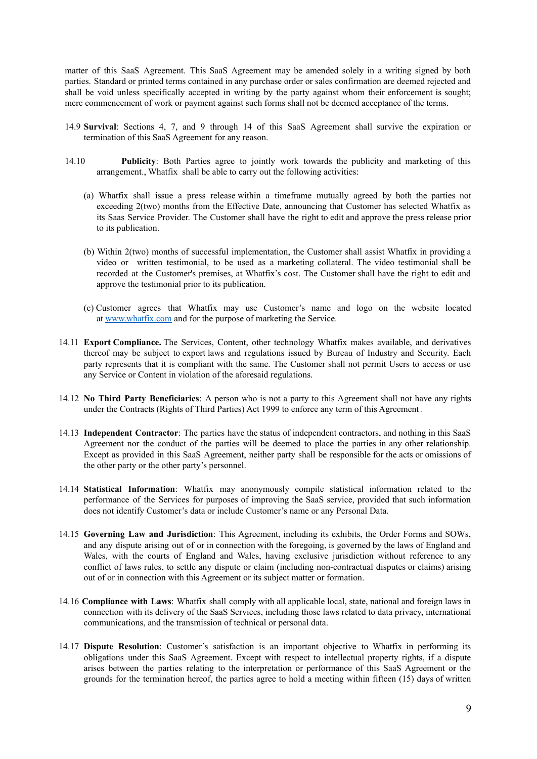matter of this SaaS Agreement. This SaaS Agreement may be amended solely in a writing signed by both parties. Standard or printed terms contained in any purchase order or sales confirmation are deemed rejected and shall be void unless specifically accepted in writing by the party against whom their enforcement is sought; mere commencement of work or payment against such forms shall not be deemed acceptance of the terms.

14.9 **Survival**: Sections 4, 7, and 9 through 14 of this SaaS Agreement shall survive the expiration or termination of this SaaS Agreement for any reason.

14.10 **Publicity**: Both Parties agree to jointly work towards the publicity and marketing of this arrangement., Whatfix shall be able to carry out the following activities:

(a) Whatfix shall issue a press release within a timeframe mutually agreed by both the parties not exceeding 2(two) months from the Effective Date, announcing that Customer has selected Whatfix as its Saas Service Provider. The Customer shall have the right to edit and approve the press release prior to its publication.

(b) Within 2(two) months of successful implementation, the Customer shall assist Whatfix in providing a video or written testimonial, to be used as a marketing collateral. The video testimonial shall be recorded at the Customer's premises, at Whatfix's cost. The Customer shall have the right to edit and approve the testimonial prior to its publication.

(c) Customer agrees that Whatfix may use Customer's name and logo on the website located at [www.whatfix.com](http://www.whatfix.com) and for the purpose of marketing the Service.

14.11 **Export Compliance.** The Services, Content, other technology Whatfix makes available, and derivatives thereof may be subject to export laws and regulations issued by Bureau of Industry and Security. Each party represents that it is compliant with the same. The Customer shall not permit Users to access or use any Service or Content in violation of the aforesaid regulations.

14.12 **No Third Party Beneficiaries**: A person who is not a party to this Agreement shall not have any rights under the Contracts (Rights of Third Parties) Act 1999 to enforce any term of this Agreement.

14.13 **Independent Contractor**: The parties have the status of independent contractors, and nothing in this SaaS Agreement nor the conduct of the parties will be deemed to place the parties in any other relationship. Except as provided in this SaaS Agreement, neither party shall be responsible for the acts or omissions of the other party or the other party's personnel.

14.14 **Statistical Information**: Whatfix may anonymously compile statistical information related to the performance of the Services for purposes of improving the SaaS service, provided that such information does not identify Customer's data or include Customer's name or any Personal Data.

14.15 **Governing Law and Jurisdiction**: This Agreement, including its exhibits, the Order Forms and SOWs, and any dispute arising out of or in connection with the foregoing, is governed by the laws of England and Wales, with the courts of England and Wales, having exclusive jurisdiction without reference to any conflict of laws rules, to settle any dispute or claim (including non-contractual disputes or claims) arising out of or in connection with this Agreement or its subject matter or formation.

14.16 **Compliance with Laws**: Whatfix shall comply with all applicable local, state, national and foreign laws in connection with its delivery of the SaaS Services, including those laws related to data privacy, international communications, and the transmission of technical or personal data.

14.17 **Dispute Resolution**: Customer's satisfaction is an important objective to Whatfix in performing its obligations under this SaaS Agreement. Except with respect to intellectual property rights, if a dispute arises between the parties relating to the interpretation or performance of this SaaS Agreement or the grounds for the termination hereof, the parties agree to hold a meeting within fifteen (15) days of written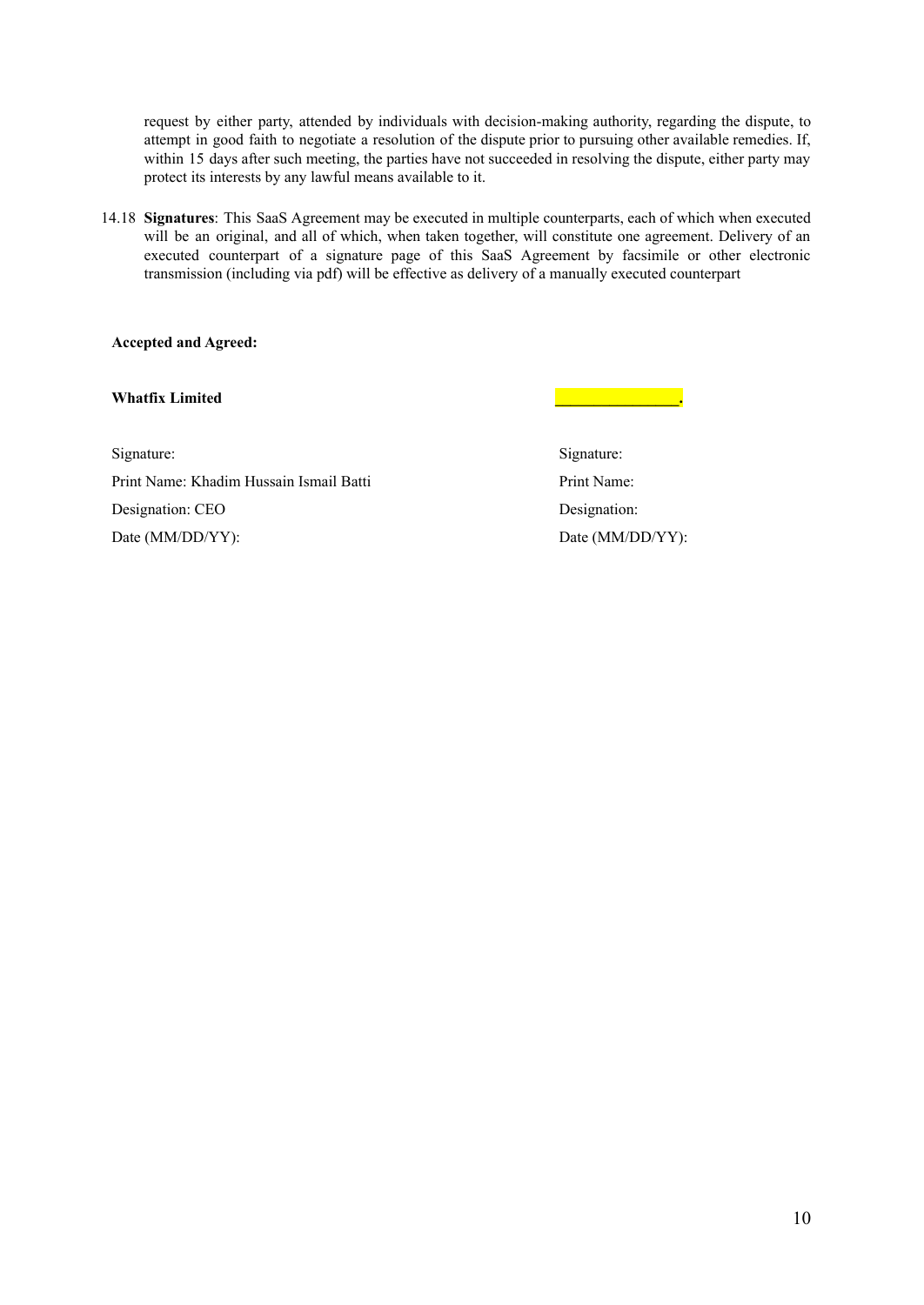request by either party, attended by individuals with decision-making authority, regarding the dispute, to attempt in good faith to negotiate a resolution of the dispute prior to pursuing other available remedies. If, within 15 days after such meeting, the parties have not succeeded in resolving the dispute, either party may protect its interests by any lawful means available to it.

14.18 **Signatures**: This SaaS Agreement may be executed in multiple counterparts, each of which when executed will be an original, and all of which, when taken together, will constitute one agreement. Delivery of an executed counterpart of a signature page of this SaaS Agreement by facsimile or other electronic transmission (including via pdf) will be effective as delivery of a manually executed counterpart

**Accepted and Agreed:**

| **Whatfix Limited** | _______________. |
|---|---|
| Signature: | Signature: |
| Print Name: Khadim Hussain Ismail Batti | Print Name: |
| Designation: CEO | Designation: |
| Date (MM/DD/YY): | Date (MM/DD/YY): |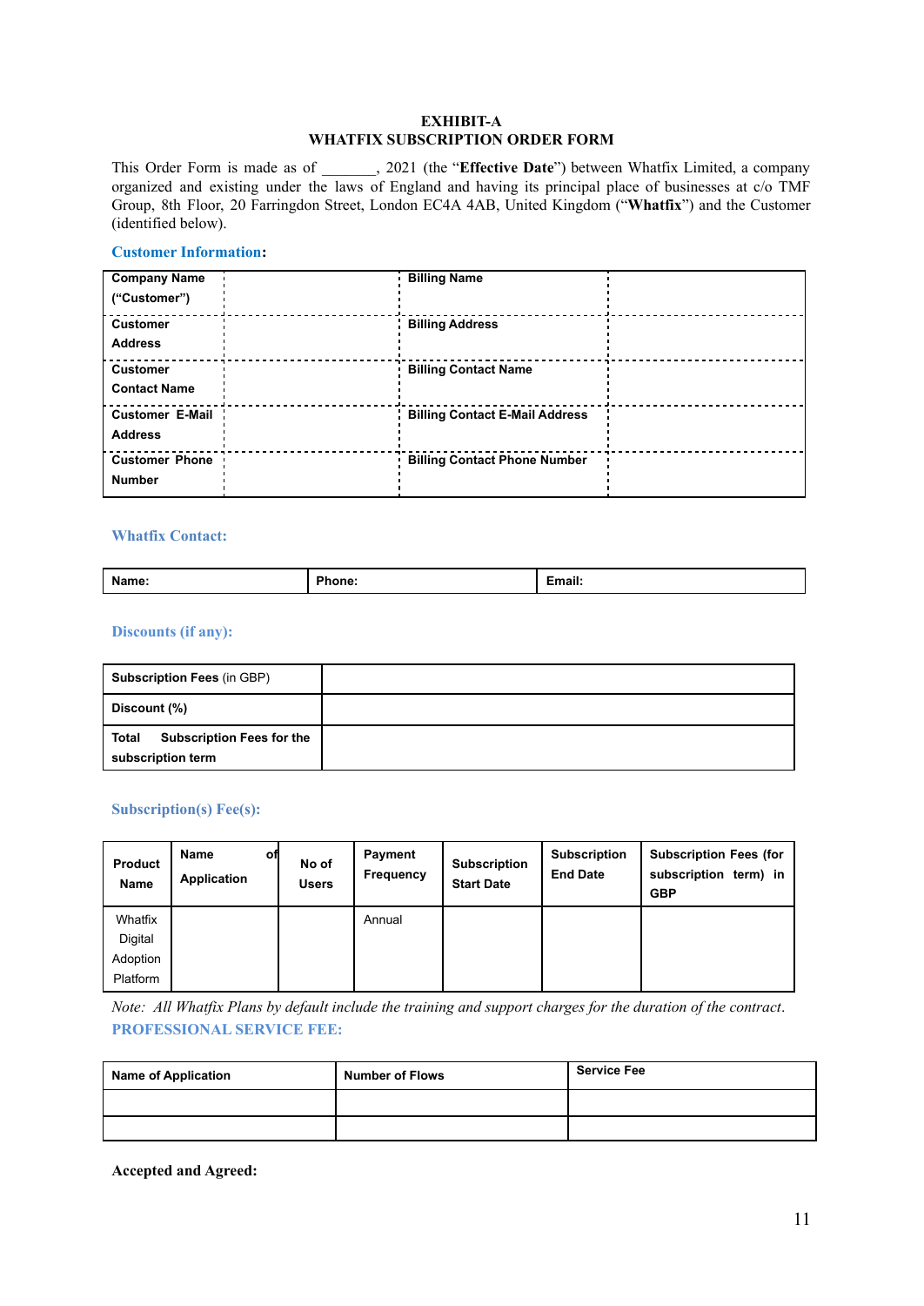**EXHIBIT-A**
**WHATFIX SUBSCRIPTION ORDER FORM**

This Order Form is made as of _______, 2021 (the "**Effective Date**") between Whatfix Limited, a company organized and existing under the laws of England and having its principal place of businesses at c/o TMF Group, 8th Floor, 20 Farringdon Street, London EC4A 4AB, United Kingdom ("**Whatfix**") and the Customer (identified below).

**Customer Information:**

| | | | |
|---|---|---|---|
| **Company Name ("Customer")** | | **Billing Name** | |
| **Customer Address** | | **Billing Address** | |
| **Customer Contact Name** | | **Billing Contact Name** | |
| **Customer E-Mail Address** | | **Billing Contact E-Mail Address** | |
| **Customer Phone Number** | | **Billing Contact Phone Number** | |

**Whatfix Contact:**

| **Name:** | **Phone:** | **Email:** |
|---|---|---|

**Discounts (if any):**

| | |
|---|---|
| **Subscription Fees** (in GBP) | |
| **Discount (%)** | |
| **Total Subscription Fees for the subscription term** | |

**Subscription(s) Fee(s):**

| **Product Name** | **Name of Application** | **No of Users** | **Payment Frequency** | **Subscription Start Date** | **Subscription End Date** | **Subscription Fees (for subscription term) in GBP** |
|---|---|---|---|---|---|---|
| Whatfix Digital Adoption Platform | | | Annual | | | |

*Note: All Whatfix Plans by default include the training and support charges for the duration of the contract.*

**PROFESSIONAL SERVICE FEE:**

| **Name of Application** | **Number of Flows** | **Service Fee** |
|---|---|---|
| | | |
| | | |

**Accepted and Agreed:**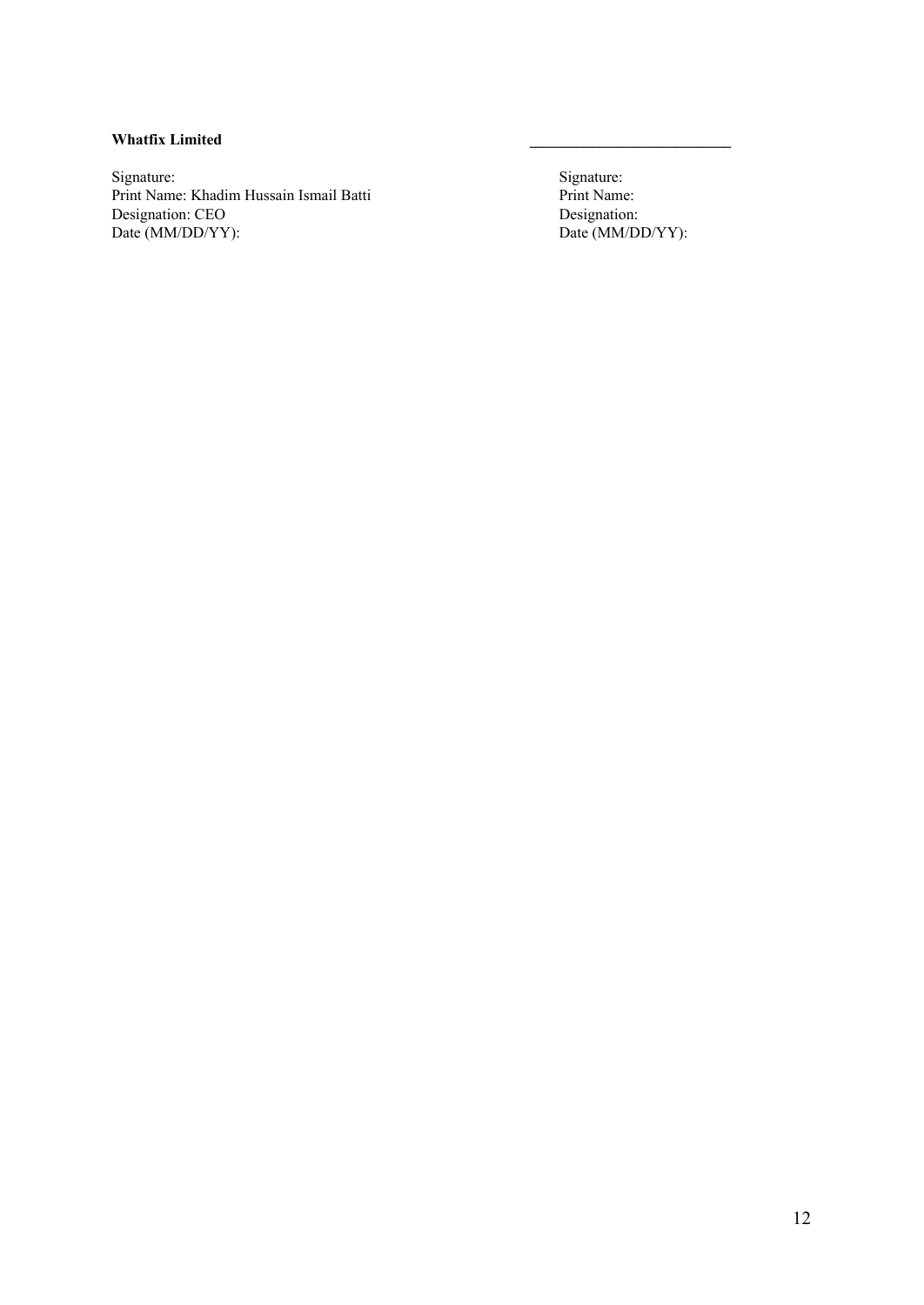**Whatfix Limited** **__________________________**

Signature:
Print Name: Khadim Hussain Ismail Batti
Designation: CEO
Date (MM/DD/YY):

Signature:
Print Name:
Designation:
Date (MM/DD/YY):